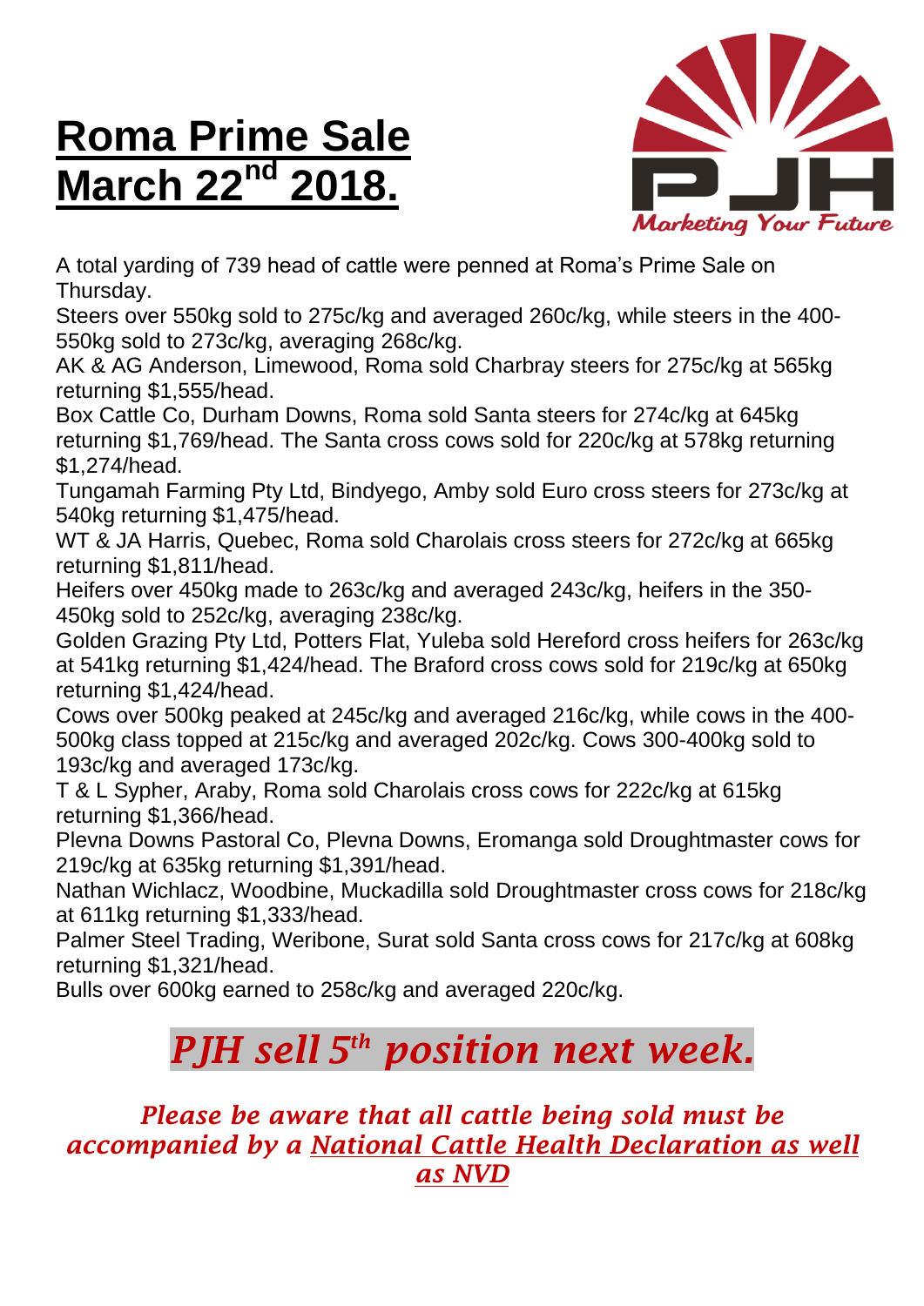# **Roma Prime Sale March 22nd 2018.**

A total yarding of 739 head of cattle were penned at Roma's Prime Sale on Thursday.

Steers over 550kg sold to 275c/kg and averaged 260c/kg, while steers in the 400-550kg sold to 273c/kg, averaging 268c/kg.

AK & AG Anderson, Limewood, Roma sold Charbray steers for 275c/kg at 565kg returning $1,555/head.

Box Cattle Co, Durham Downs, Roma sold Santa steers for 274c/kg at 645kg returning $1,769/head. The Santa cross cows sold for 220c/kg at 578kg returning $1,274/head.

Tungamah Farming Pty Ltd, Bindyego, Amby sold Euro cross steers for 273c/kg at 540kg returning $1,475/head.

WT & JA Harris, Quebec, Roma sold Charolais cross steers for 272c/kg at 665kg returning $1,811/head.

Heifers over 450kg made to 263c/kg and averaged 243c/kg, heifers in the 350-450kg sold to 252c/kg, averaging 238c/kg.

Golden Grazing Pty Ltd, Potters Flat, Yuleba sold Hereford cross heifers for 263c/kg at 541kg returning $1,424/head. The Braford cross cows sold for 219c/kg at 650kg returning $1,424/head.

Cows over 500kg peaked at 245c/kg and averaged 216c/kg, while cows in the 400-500kg class topped at 215c/kg and averaged 202c/kg. Cows 300-400kg sold to 193c/kg and averaged 173c/kg.

T & L Sypher, Araby, Roma sold Charolais cross cows for 222c/kg at 615kg returning $1,366/head.

Plevna Downs Pastoral Co, Plevna Downs, Eromanga sold Droughtmaster cows for 219c/kg at 635kg returning $1,391/head.

Nathan Wichlacz, Woodbine, Muckadilla sold Droughtmaster cross cows for 218c/kg at 611kg returning $1,333/head.

Palmer Steel Trading, Weribone, Surat sold Santa cross cows for 217c/kg at 608kg returning $1,321/head.

Bulls over 600kg earned to 258c/kg and averaged 220c/kg.

## ***PJH sell 5th position next week.***

***Please be aware that all cattle being sold must be accompanied by a National Cattle Health Declaration as well as NVD***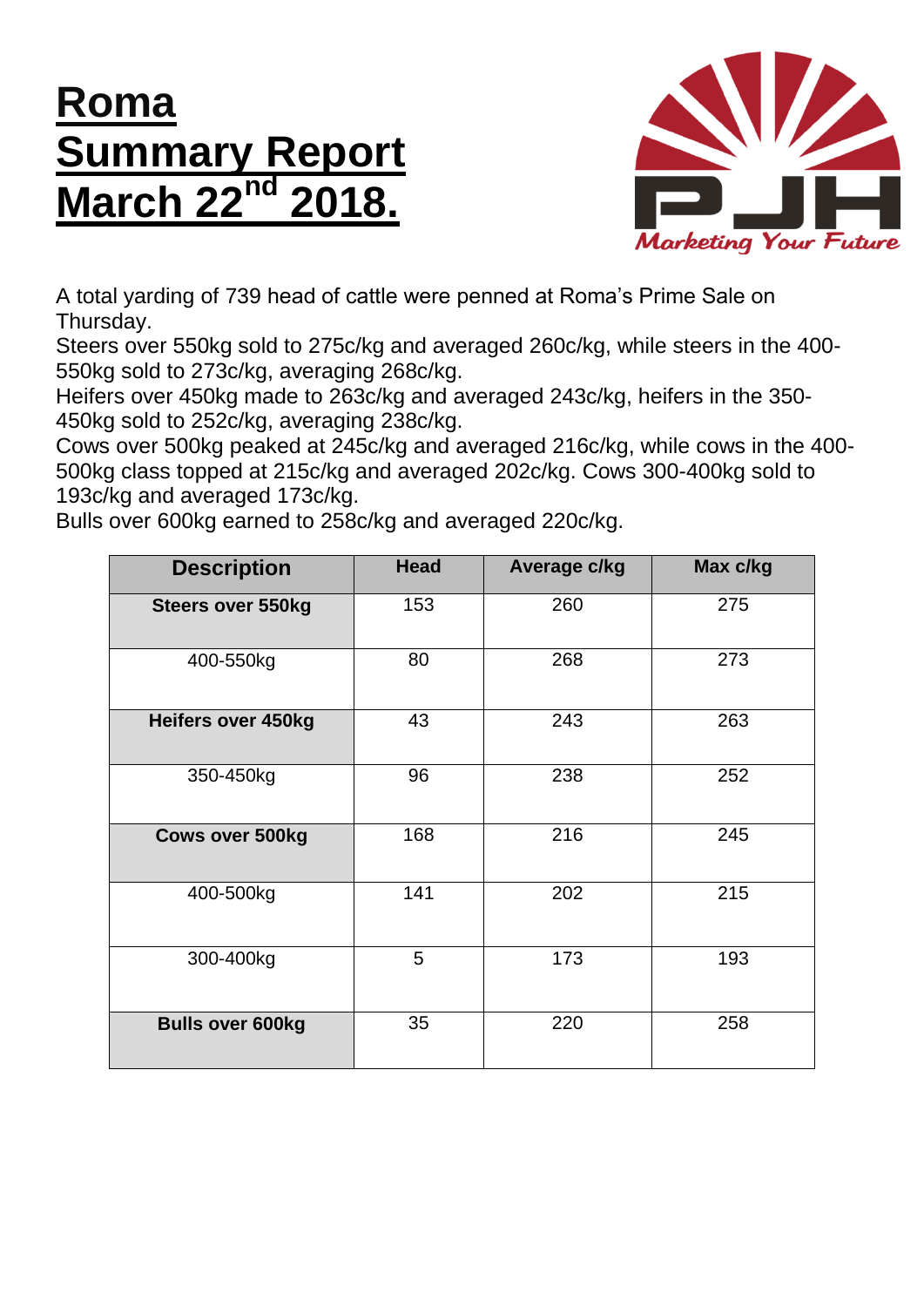# Roma Summary Report March 22nd 2018.

A total yarding of 739 head of cattle were penned at Roma's Prime Sale on Thursday.
Steers over 550kg sold to 275c/kg and averaged 260c/kg, while steers in the 400-550kg sold to 273c/kg, averaging 268c/kg.
Heifers over 450kg made to 263c/kg and averaged 243c/kg, heifers in the 350-450kg sold to 252c/kg, averaging 238c/kg.
Cows over 500kg peaked at 245c/kg and averaged 216c/kg, while cows in the 400-500kg class topped at 215c/kg and averaged 202c/kg. Cows 300-400kg sold to 193c/kg and averaged 173c/kg.
Bulls over 600kg earned to 258c/kg and averaged 220c/kg.

| Description | Head | Average c/kg | Max c/kg |
|---|---|---|---|
| **Steers over 550kg** | 153 | 260 | 275 |
| 400-550kg | 80 | 268 | 273 |
| **Heifers over 450kg** | 43 | 243 | 263 |
| 350-450kg | 96 | 238 | 252 |
| **Cows over 500kg** | 168 | 216 | 245 |
| 400-500kg | 141 | 202 | 215 |
| 300-400kg | 5 | 173 | 193 |
| **Bulls over 600kg** | 35 | 220 | 258 |